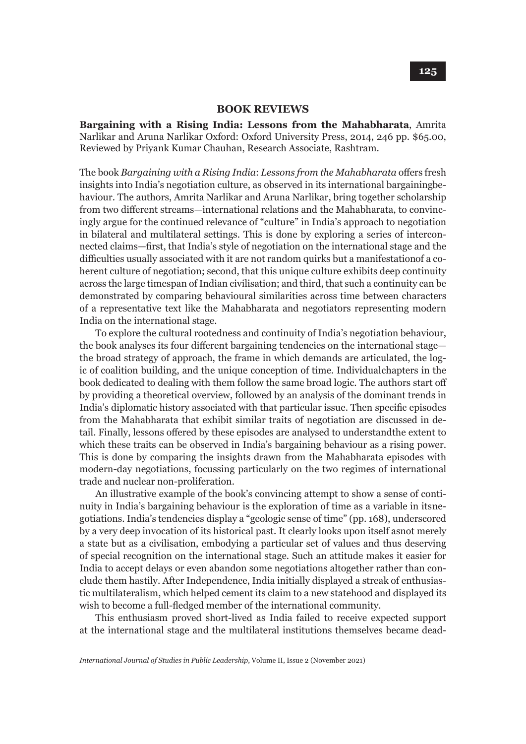## BOOK REVIEWS

**Bargaining with a Rising India: Lessons from the Mahabharata**, Amrita Narlikar and Aruna Narlikar Oxford: Oxford University Press, 2014, 246 pp. $65.00, Reviewed by Priyank Kumar Chauhan, Research Associate, Rashtram.

The book *Bargaining with a Rising India*: *Lessons from the Mahabharata* offers fresh insights into India's negotiation culture, as observed in its international bargainingbehaviour. The authors, Amrita Narlikar and Aruna Narlikar, bring together scholarship from two different streams—international relations and the Mahabharata, to convincingly argue for the continued relevance of "culture" in India's approach to negotiation in bilateral and multilateral settings. This is done by exploring a series of interconnected claims—first, that India's style of negotiation on the international stage and the difficulties usually associated with it are not random quirks but a manifestationof a coherent culture of negotiation; second, that this unique culture exhibits deep continuity across the large timespan of Indian civilisation; and third, that such a continuity can be demonstrated by comparing behavioural similarities across time between characters of a representative text like the Mahabharata and negotiators representing modern India on the international stage.

To explore the cultural rootedness and continuity of India's negotiation behaviour, the book analyses its four different bargaining tendencies on the international stage—the broad strategy of approach, the frame in which demands are articulated, the logic of coalition building, and the unique conception of time. Individualchapters in the book dedicated to dealing with them follow the same broad logic. The authors start off by providing a theoretical overview, followed by an analysis of the dominant trends in India's diplomatic history associated with that particular issue. Then specific episodes from the Mahabharata that exhibit similar traits of negotiation are discussed in detail. Finally, lessons offered by these episodes are analysed to understandthe extent to which these traits can be observed in India's bargaining behaviour as a rising power. This is done by comparing the insights drawn from the Mahabharata episodes with modern-day negotiations, focussing particularly on the two regimes of international trade and nuclear non-proliferation.

An illustrative example of the book's convincing attempt to show a sense of continuity in India's bargaining behaviour is the exploration of time as a variable in itsnegotiations. India's tendencies display a "geologic sense of time" (pp. 168), underscored by a very deep invocation of its historical past. It clearly looks upon itself asnot merely a state but as a civilisation, embodying a particular set of values and thus deserving of special recognition on the international stage. Such an attitude makes it easier for India to accept delays or even abandon some negotiations altogether rather than conclude them hastily. After Independence, India initially displayed a streak of enthusiastic multilateralism, which helped cement its claim to a new statehood and displayed its wish to become a full-fledged member of the international community.

This enthusiasm proved short-lived as India failed to receive expected support at the international stage and the multilateral institutions themselves became dead-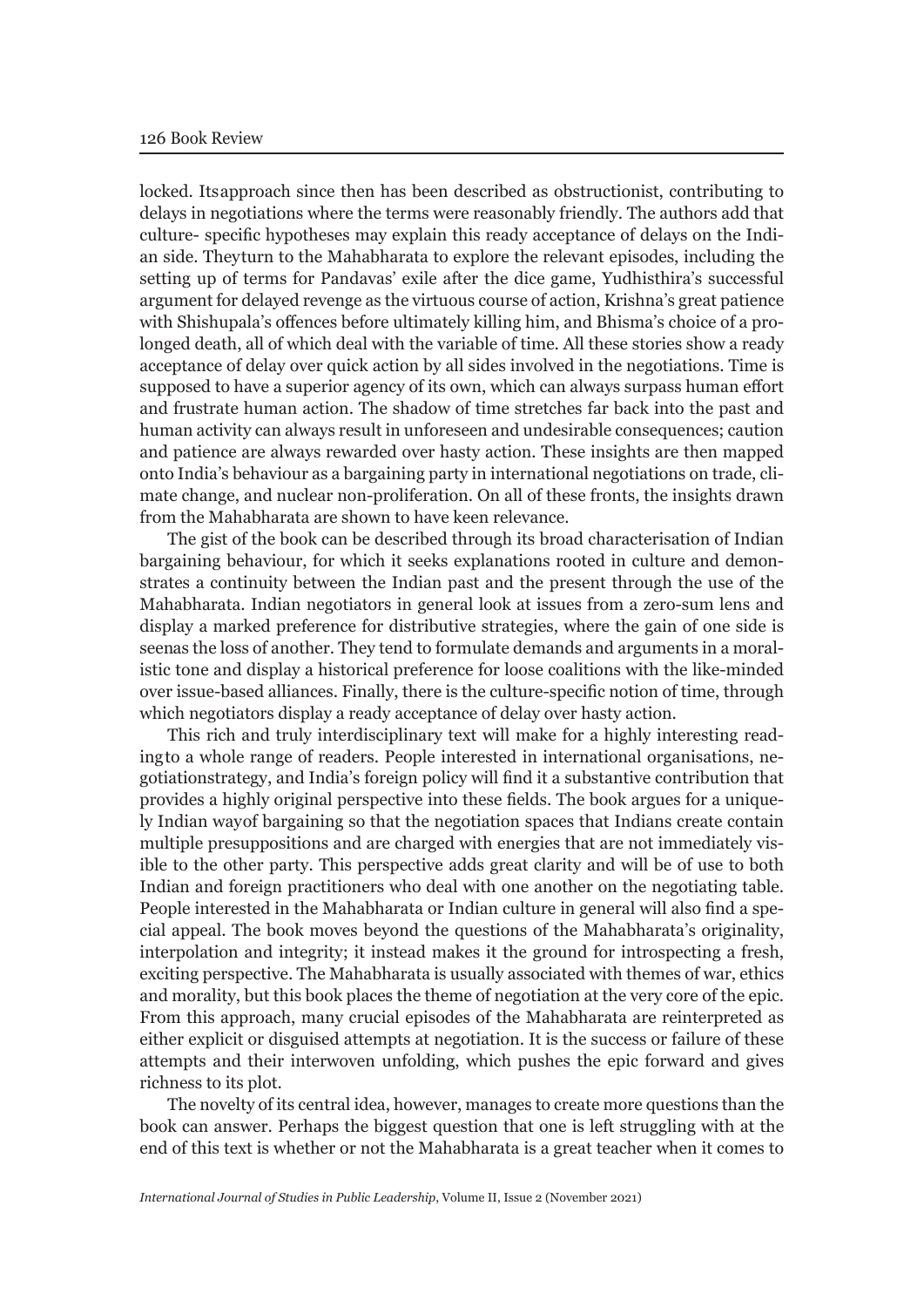locked. Itsapproach since then has been described as obstructionist, contributing to delays in negotiations where the terms were reasonably friendly. The authors add that culture- specific hypotheses may explain this ready acceptance of delays on the Indian side. Theyturn to the Mahabharata to explore the relevant episodes, including the setting up of terms for Pandavas' exile after the dice game, Yudhisthira's successful argument for delayed revenge as the virtuous course of action, Krishna's great patience with Shishupala's offences before ultimately killing him, and Bhisma's choice of a prolonged death, all of which deal with the variable of time. All these stories show a ready acceptance of delay over quick action by all sides involved in the negotiations. Time is supposed to have a superior agency of its own, which can always surpass human effort and frustrate human action. The shadow of time stretches far back into the past and human activity can always result in unforeseen and undesirable consequences; caution and patience are always rewarded over hasty action. These insights are then mapped onto India's behaviour as a bargaining party in international negotiations on trade, climate change, and nuclear non-proliferation. On all of these fronts, the insights drawn from the Mahabharata are shown to have keen relevance.

The gist of the book can be described through its broad characterisation of Indian bargaining behaviour, for which it seeks explanations rooted in culture and demonstrates a continuity between the Indian past and the present through the use of the Mahabharata. Indian negotiators in general look at issues from a zero-sum lens and display a marked preference for distributive strategies, where the gain of one side is seenas the loss of another. They tend to formulate demands and arguments in a moralistic tone and display a historical preference for loose coalitions with the like-minded over issue-based alliances. Finally, there is the culture-specific notion of time, through which negotiators display a ready acceptance of delay over hasty action.

This rich and truly interdisciplinary text will make for a highly interesting readingto a whole range of readers. People interested in international organisations, negotiationstrategy, and India's foreign policy will find it a substantive contribution that provides a highly original perspective into these fields. The book argues for a uniquely Indian wayof bargaining so that the negotiation spaces that Indians create contain multiple presuppositions and are charged with energies that are not immediately visible to the other party. This perspective adds great clarity and will be of use to both Indian and foreign practitioners who deal with one another on the negotiating table. People interested in the Mahabharata or Indian culture in general will also find a special appeal. The book moves beyond the questions of the Mahabharata's originality, interpolation and integrity; it instead makes it the ground for introspecting a fresh, exciting perspective. The Mahabharata is usually associated with themes of war, ethics and morality, but this book places the theme of negotiation at the very core of the epic. From this approach, many crucial episodes of the Mahabharata are reinterpreted as either explicit or disguised attempts at negotiation. It is the success or failure of these attempts and their interwoven unfolding, which pushes the epic forward and gives richness to its plot.

The novelty of its central idea, however, manages to create more questions than the book can answer. Perhaps the biggest question that one is left struggling with at the end of this text is whether or not the Mahabharata is a great teacher when it comes to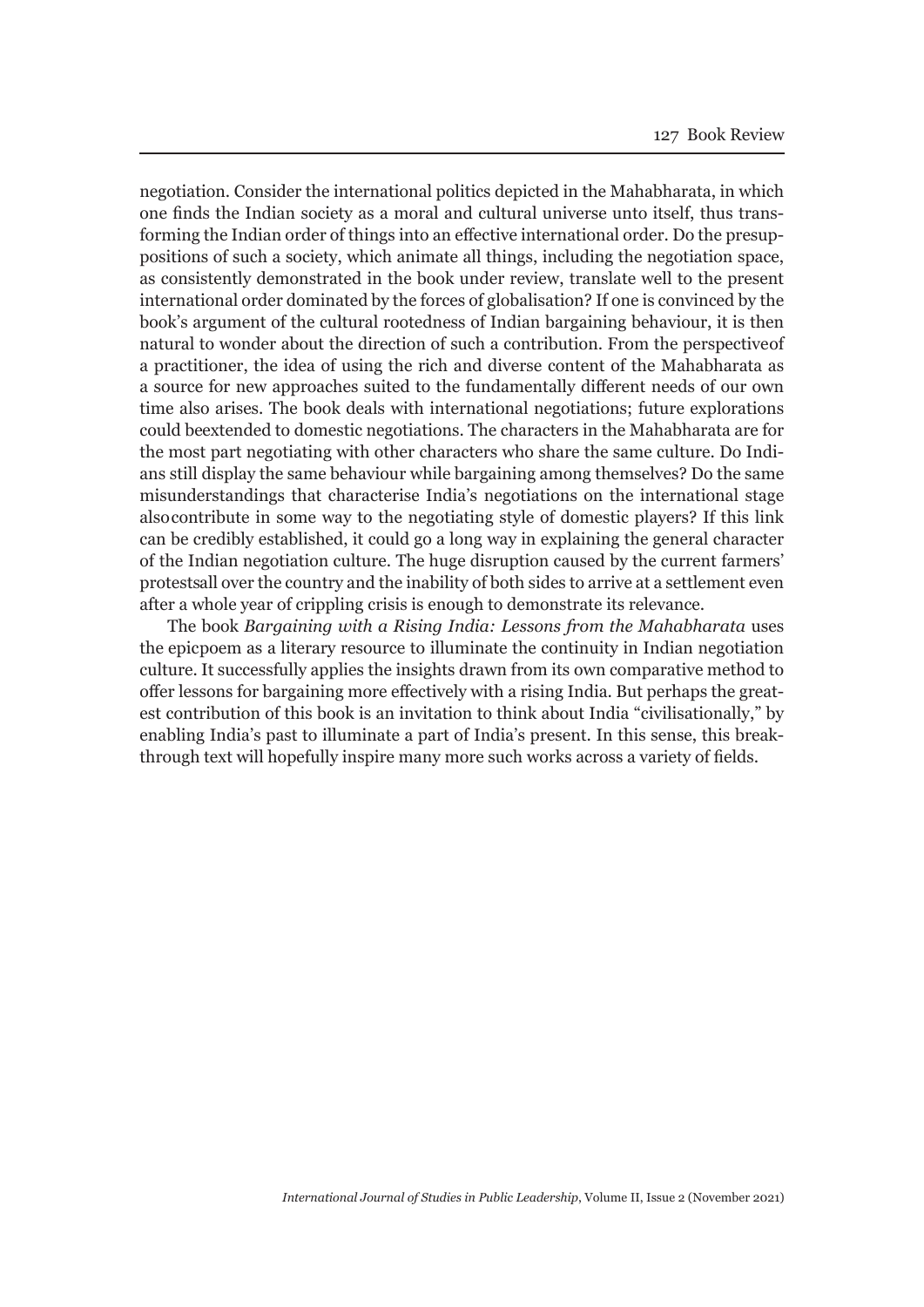negotiation. Consider the international politics depicted in the Mahabharata, in which one finds the Indian society as a moral and cultural universe unto itself, thus transforming the Indian order of things into an effective international order. Do the presuppositions of such a society, which animate all things, including the negotiation space, as consistently demonstrated in the book under review, translate well to the present international order dominated by the forces of globalisation? If one is convinced by the book's argument of the cultural rootedness of Indian bargaining behaviour, it is then natural to wonder about the direction of such a contribution. From the perspectiveof a practitioner, the idea of using the rich and diverse content of the Mahabharata as a source for new approaches suited to the fundamentally different needs of our own time also arises. The book deals with international negotiations; future explorations could beextended to domestic negotiations. The characters in the Mahabharata are for the most part negotiating with other characters who share the same culture. Do Indians still display the same behaviour while bargaining among themselves? Do the same misunderstandings that characterise India's negotiations on the international stage alsocontribute in some way to the negotiating style of domestic players? If this link can be credibly established, it could go a long way in explaining the general character of the Indian negotiation culture. The huge disruption caused by the current farmers' protestsall over the country and the inability of both sides to arrive at a settlement even after a whole year of crippling crisis is enough to demonstrate its relevance.

The book *Bargaining with a Rising India: Lessons from the Mahabharata* uses the epicpoem as a literary resource to illuminate the continuity in Indian negotiation culture. It successfully applies the insights drawn from its own comparative method to offer lessons for bargaining more effectively with a rising India. But perhaps the greatest contribution of this book is an invitation to think about India "civilisationally," by enabling India's past to illuminate a part of India's present. In this sense, this breakthrough text will hopefully inspire many more such works across a variety of fields.